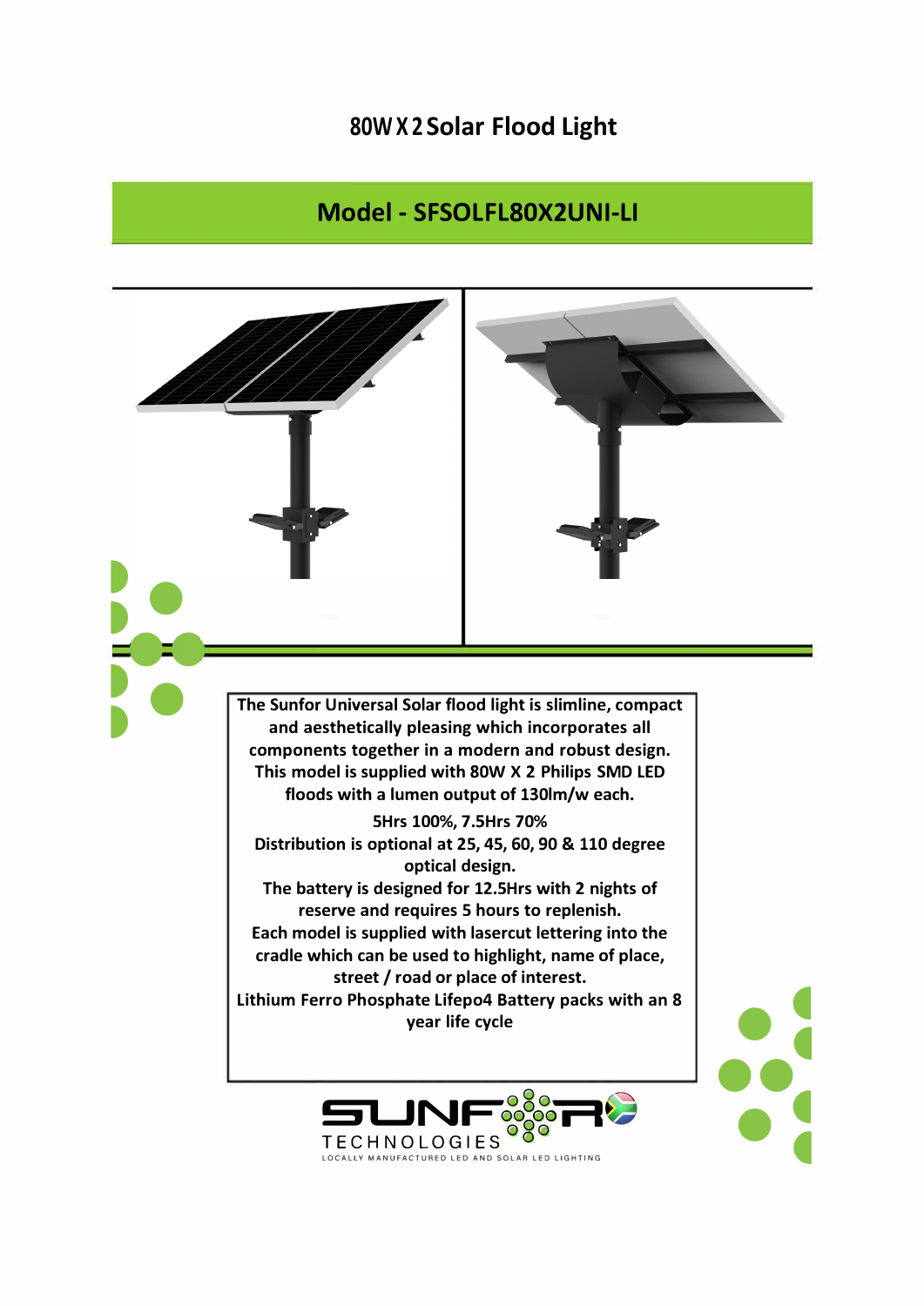# 80W X 2 Solar Flood Light

## Model - SFSOLFL80X2UNI-LI

**The Sunfor Universal Solar flood light is slimline, compact and aesthetically pleasing which incorporates all components together in a modern and robust design. This model is supplied with 80W X 2 Philips SMD LED floods with a lumen output of 130lm/w each.**

**5Hrs 100%, 7.5Hrs 70%**

**Distribution is optional at 25, 45, 60, 90 & 110 degree optical design.**

**The battery is designed for 12.5Hrs with 2 nights of reserve and requires 5 hours to replenish.**

**Each model is supplied with lasercut lettering into the cradle which can be used to highlight, name of place, street / road or place of interest.**

**Lithium Ferro Phosphate Lifepo4 Battery packs with an 8 year life cycle**

SUNFOR TECHNOLOGIES

LOCALLY MANUFACTURED LED AND SOLAR LED LIGHTING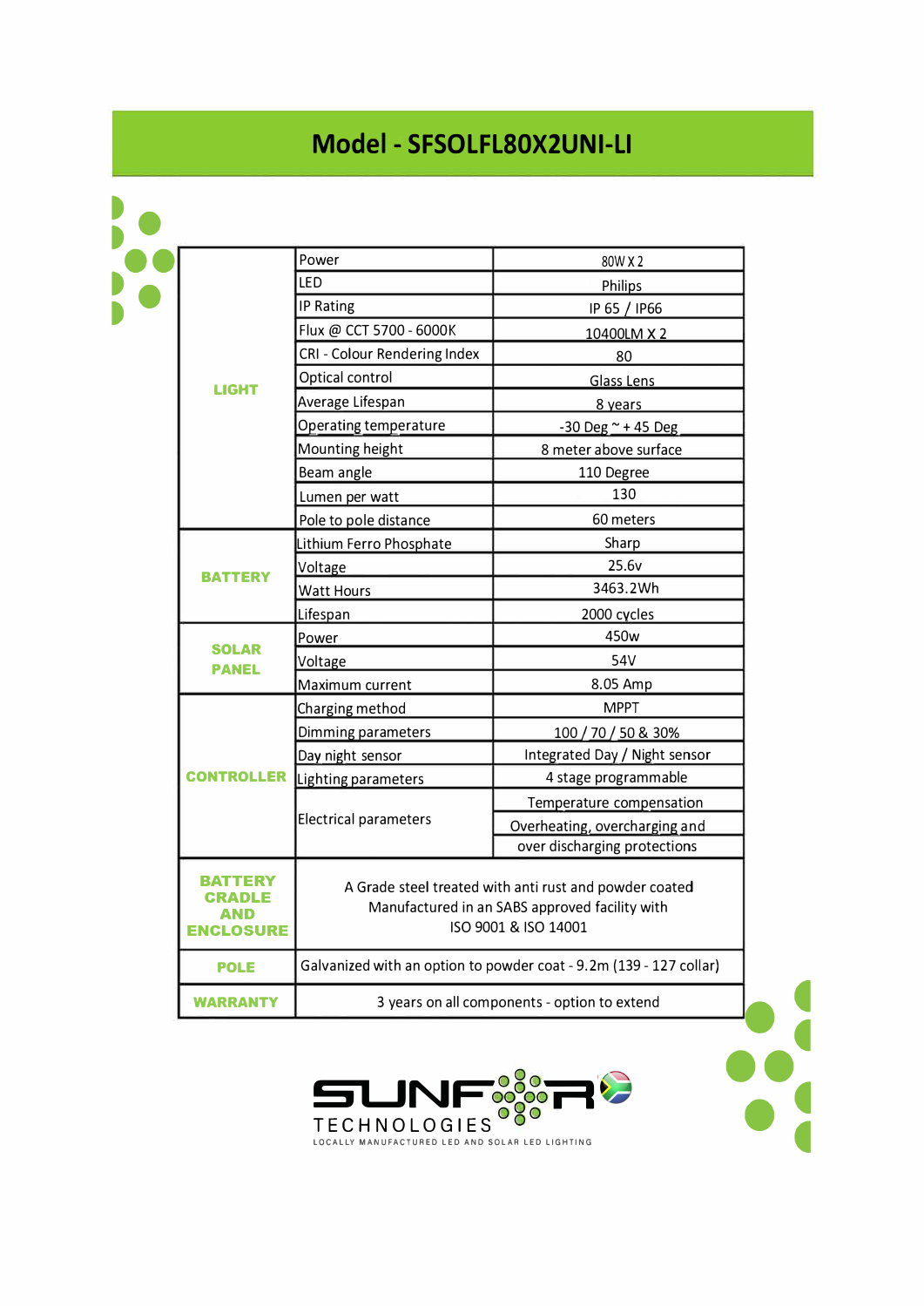# Model - SFSOLFL80X2UNI-LI

| | | |
|---|---|---|
| LIGHT | Power | 80W X 2 |
| | LED | Philips |
| | IP Rating | IP 65 / IP66 |
| | Flux @ CCT 5700 - 6000K | 10400LM X 2 |
| | CRI - Colour Rendering Index | 80 |
| | Optical control | Glass Lens |
| | Average Lifespan | 8 years |
| | Operating temperature | -30 Deg ~ + 45 Deg |
| | Mounting height | 8 meter above surface |
| | Beam angle | 110 Degree |
| | Lumen per watt | 130 |
| | Pole to pole distance | 60 meters |
| BATTERY | Lithium Ferro Phosphate | Sharp |
| | Voltage | 25.6v |
| | Watt Hours | 3463.2Wh |
| | Lifespan | 2000 cycles |
| SOLAR PANEL | Power | 450w |
| | Voltage | 54V |
| | Maximum current | 8.05 Amp |
| CONTROLLER | Charging method | MPPT |
| | Dimming parameters | 100 / 70 / 50 & 30% |
| | Day night sensor | Integrated Day / Night sensor |
| | Lighting parameters | 4 stage programmable |
| | Electrical parameters | Temperature compensation |
| | | Overheating, overcharging and over discharging protections |
| BATTERY CRADLE AND ENCLOSURE | A Grade steel treated with anti rust and powder coated Manufactured in an SABS approved facility with ISO 9001 & ISO 14001 | |
| POLE | Galvanized with an option to powder coat - 9.2m (139 - 127 collar) | |
| WARRANTY | 3 years on all components - option to extend | |

SUNFOR TECHNOLOGIES
LOCALLY MANUFACTURED LED AND SOLAR LED LIGHTING